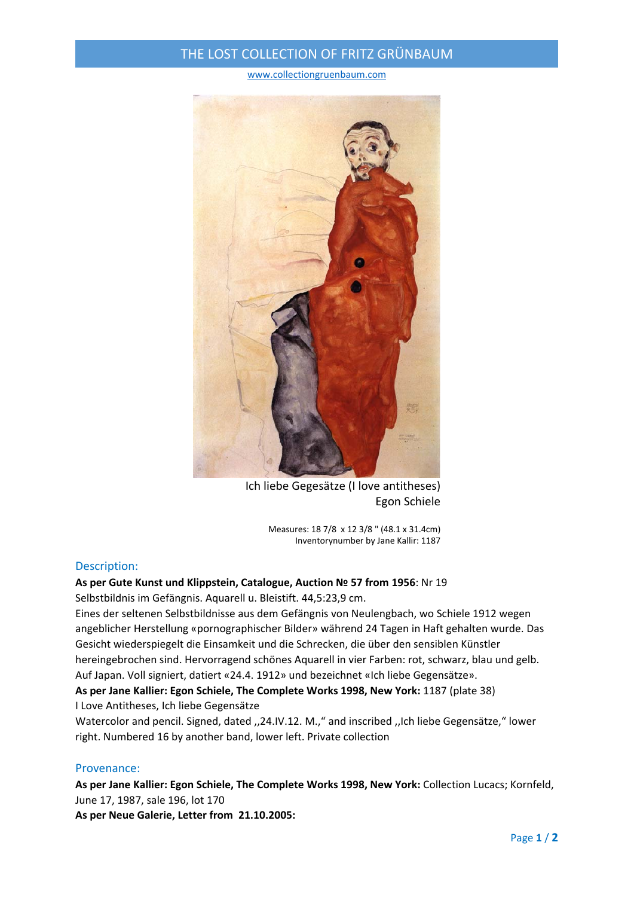# THE LOST COLLECTION OF FRITZ GRÜNBAUM

www.collectiongruenbaum.com

Ich liebe Gegesätze (I love antitheses)
Egon Schiele

Measures: 18 7/8 x 12 3/8 " (48.1 x 31.4cm)
Inventorynumber by Jane Kallir: 1187

## Description:

**As per Gute Kunst und Klippstein, Catalogue, Auction № 57 from 1956**: Nr 19
Selbstbildnis im Gefängnis. Aquarell u. Bleistift. 44,5:23,9 cm.
Eines der seltenen Selbstbildnisse aus dem Gefängnis von Neulengbach, wo Schiele 1912 wegen angeblicher Herstellung «pornographischer Bilder» während 24 Tagen in Haft gehalten wurde. Das Gesicht wiederspiegelt die Einsamkeit und die Schrecken, die über den sensiblen Künstler hereingebrochen sind. Hervorragend schönes Aquarell in vier Farben: rot, schwarz, blau und gelb. Auf Japan. Voll signiert, datiert «24.4. 1912» und bezeichnet «Ich liebe Gegensätze».
**As per Jane Kallier: Egon Schiele, The Complete Works 1998, New York:** 1187 (plate 38)
I Love Antitheses, Ich liebe Gegensätze
Watercolor and pencil. Signed, dated ,,24.IV.12. M.," and inscribed ,,Ich liebe Gegensätze," lower right. Numbered 16 by another band, lower left. Private collection

## Provenance:

**As per Jane Kallier: Egon Schiele, The Complete Works 1998, New York:** Collection Lucacs; Kornfeld, June 17, 1987, sale 196, lot 170
**As per Neue Galerie, Letter from 21.10.2005:**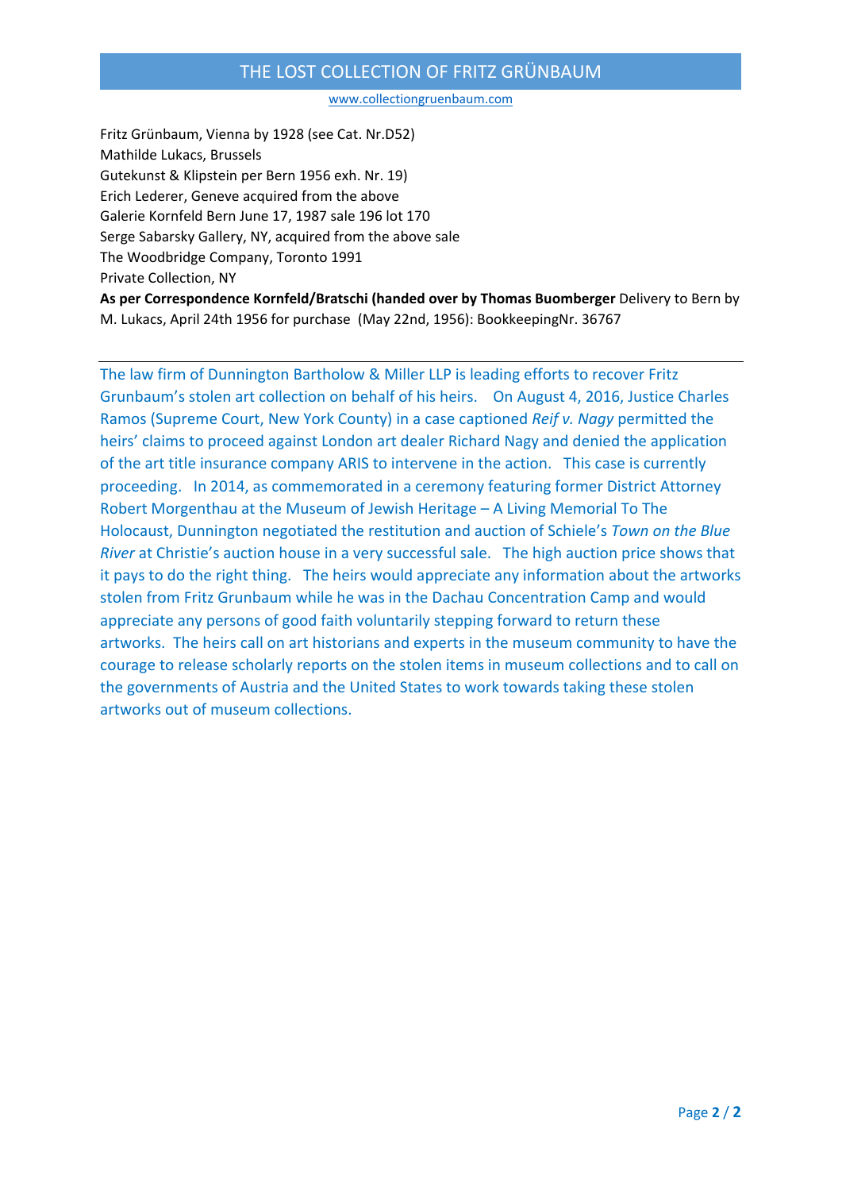Fritz Grünbaum, Vienna by 1928 (see Cat. Nr.D52)
Mathilde Lukacs, Brussels
Gutekunst & Klipstein per Bern 1956 exh. Nr. 19)
Erich Lederer, Geneve acquired from the above
Galerie Kornfeld Bern June 17, 1987 sale 196 lot 170
Serge Sabarsky Gallery, NY, acquired from the above sale
The Woodbridge Company, Toronto 1991
Private Collection, NY
**As per Correspondence Kornfeld/Bratschi (handed over by Thomas Buomberger** Delivery to Bern by M. Lukacs, April 24th 1956 for purchase (May 22nd, 1956): BookkeepingNr. 36767

---

The law firm of Dunnington Bartholow & Miller LLP is leading efforts to recover Fritz Grunbaum's stolen art collection on behalf of his heirs. On August 4, 2016, Justice Charles Ramos (Supreme Court, New York County) in a case captioned *Reif v. Nagy* permitted the heirs' claims to proceed against London art dealer Richard Nagy and denied the application of the art title insurance company ARIS to intervene in the action. This case is currently proceeding. In 2014, as commemorated in a ceremony featuring former District Attorney Robert Morgenthau at the Museum of Jewish Heritage – A Living Memorial To The Holocaust, Dunnington negotiated the restitution and auction of Schiele's *Town on the Blue River* at Christie's auction house in a very successful sale. The high auction price shows that it pays to do the right thing. The heirs would appreciate any information about the artworks stolen from Fritz Grunbaum while he was in the Dachau Concentration Camp and would appreciate any persons of good faith voluntarily stepping forward to return these artworks. The heirs call on art historians and experts in the museum community to have the courage to release scholarly reports on the stolen items in museum collections and to call on the governments of Austria and the United States to work towards taking these stolen artworks out of museum collections.